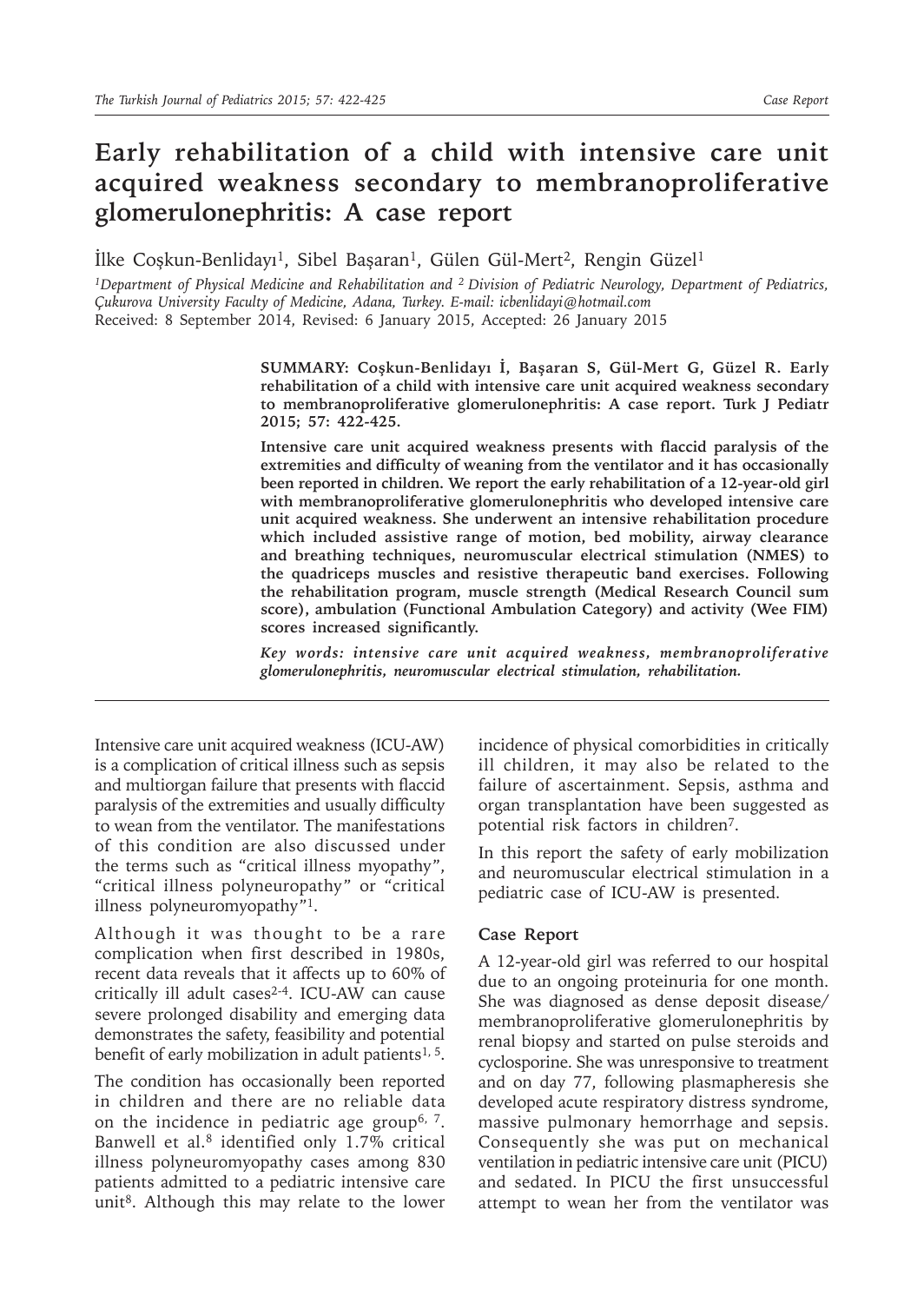# Early rehabilitation of a child with intensive care unit acquired weakness secondary to membranoproliferative glomerulonephritis: A case report

İlke Coşkun-Benlidayı[1], Sibel Başaran[1], Gülen Gül-Mert[2], Rengin Güzel[1]

*[1]Department of Physical Medicine and Rehabilitation and [2] Division of Pediatric Neurology, Department of Pediatrics, Çukurova University Faculty of Medicine, Adana, Turkey. E-mail: icbenlidayi@hotmail.com*

Received: 8 September 2014, Revised: 6 January 2015, Accepted: 26 January 2015

**SUMMARY: Coşkun-Benlidayı İ, Başaran S, Gül-Mert G, Güzel R. Early rehabilitation of a child with intensive care unit acquired weakness secondary to membranoproliferative glomerulonephritis: A case report. Turk J Pediatr 2015; 57: 422-425.**

**Intensive care unit acquired weakness presents with flaccid paralysis of the extremities and difficulty of weaning from the ventilator and it has occasionally been reported in children. We report the early rehabilitation of a 12-year-old girl with membranoproliferative glomerulonephritis who developed intensive care unit acquired weakness. She underwent an intensive rehabilitation procedure which included assistive range of motion, bed mobility, airway clearance and breathing techniques, neuromuscular electrical stimulation (NMES) to the quadriceps muscles and resistive therapeutic band exercises. Following the rehabilitation program, muscle strength (Medical Research Council sum score), ambulation (Functional Ambulation Category) and activity (Wee FIM) scores increased significantly.**

***Key words: intensive care unit acquired weakness, membranoproliferative glomerulonephritis, neuromuscular electrical stimulation, rehabilitation.***

Intensive care unit acquired weakness (ICU-AW) is a complication of critical illness such as sepsis and multiorgan failure that presents with flaccid paralysis of the extremities and usually difficulty to wean from the ventilator. The manifestations of this condition are also discussed under the terms such as "critical illness myopathy", "critical illness polyneuropathy" or "critical illness polyneuromyopathy"[1].

Although it was thought to be a rare complication when first described in 1980s, recent data reveals that it affects up to 60% of critically ill adult cases[2-4]. ICU-AW can cause severe prolonged disability and emerging data demonstrates the safety, feasibility and potential benefit of early mobilization in adult patients[1, 5].

The condition has occasionally been reported in children and there are no reliable data on the incidence in pediatric age group[6, 7]. Banwell et al.[8] identified only 1.7% critical illness polyneuromyopathy cases among 830 patients admitted to a pediatric intensive care unit[8]. Although this may relate to the lower incidence of physical comorbidities in critically ill children, it may also be related to the failure of ascertainment. Sepsis, asthma and organ transplantation have been suggested as potential risk factors in children[7].

In this report the safety of early mobilization and neuromuscular electrical stimulation in a pediatric case of ICU-AW is presented.

## Case Report

A 12-year-old girl was referred to our hospital due to an ongoing proteinuria for one month. She was diagnosed as dense deposit disease/membranoproliferative glomerulonephritis by renal biopsy and started on pulse steroids and cyclosporine. She was unresponsive to treatment and on day 77, following plasmapheresis she developed acute respiratory distress syndrome, massive pulmonary hemorrhage and sepsis. Consequently she was put on mechanical ventilation in pediatric intensive care unit (PICU) and sedated. In PICU the first unsuccessful attempt to wean her from the ventilator was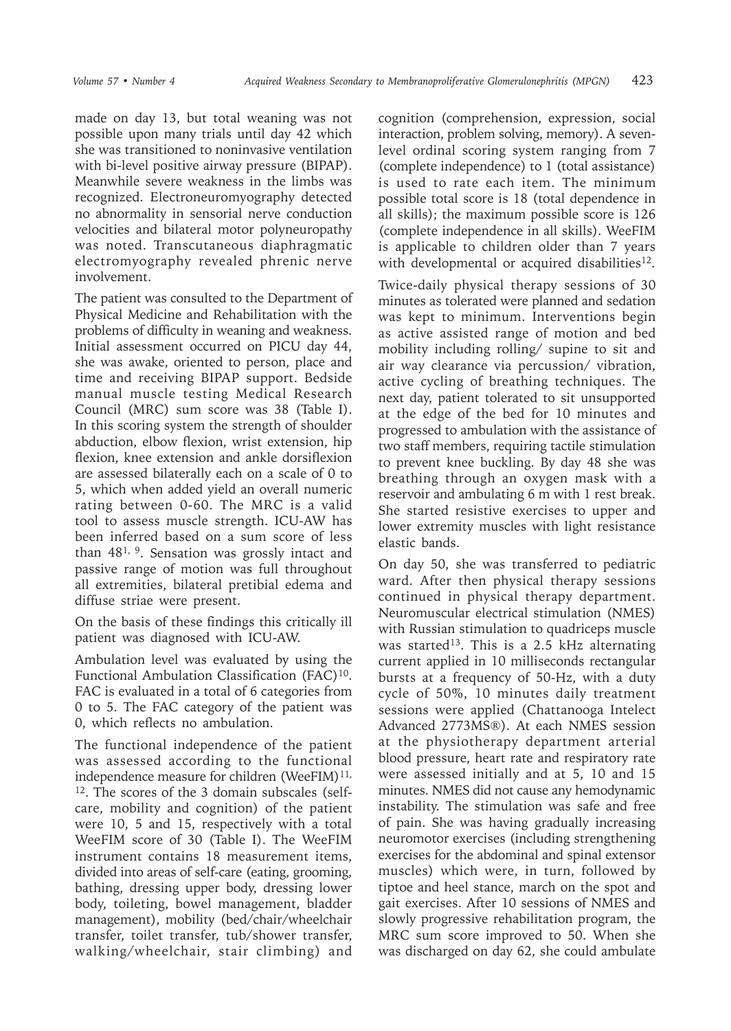made on day 13, but total weaning was not possible upon many trials until day 42 which she was transitioned to noninvasive ventilation with bi-level positive airway pressure (BIPAP). Meanwhile severe weakness in the limbs was recognized. Electroneuromyography detected no abnormality in sensorial nerve conduction velocities and bilateral motor polyneuropathy was noted. Transcutaneous diaphragmatic electromyography revealed phrenic nerve involvement.

The patient was consulted to the Department of Physical Medicine and Rehabilitation with the problems of difficulty in weaning and weakness. Initial assessment occurred on PICU day 44, she was awake, oriented to person, place and time and receiving BIPAP support. Bedside manual muscle testing Medical Research Council (MRC) sum score was 38 (Table I). In this scoring system the strength of shoulder abduction, elbow flexion, wrist extension, hip flexion, knee extension and ankle dorsiflexion are assessed bilaterally each on a scale of 0 to 5, which when added yield an overall numeric rating between 0-60. The MRC is a valid tool to assess muscle strength. ICU-AW has been inferred based on a sum score of less than 48[1, 9]. Sensation was grossly intact and passive range of motion was full throughout all extremities, bilateral pretibial edema and diffuse striae were present.

On the basis of these findings this critically ill patient was diagnosed with ICU-AW.

Ambulation level was evaluated by using the Functional Ambulation Classification (FAC)[10]. FAC is evaluated in a total of 6 categories from 0 to 5. The FAC category of the patient was 0, which reflects no ambulation.

The functional independence of the patient was assessed according to the functional independence measure for children (WeeFIM)[11, 12]. The scores of the 3 domain subscales (self-care, mobility and cognition) of the patient were 10, 5 and 15, respectively with a total WeeFIM score of 30 (Table I). The WeeFIM instrument contains 18 measurement items, divided into areas of self-care (eating, grooming, bathing, dressing upper body, dressing lower body, toileting, bowel management, bladder management), mobility (bed/chair/wheelchair transfer, toilet transfer, tub/shower transfer, walking/wheelchair, stair climbing) and cognition (comprehension, expression, social interaction, problem solving, memory). A seven-level ordinal scoring system ranging from 7 (complete independence) to 1 (total assistance) is used to rate each item. The minimum possible total score is 18 (total dependence in all skills); the maximum possible score is 126 (complete independence in all skills). WeeFIM is applicable to children older than 7 years with developmental or acquired disabilities[12].

Twice-daily physical therapy sessions of 30 minutes as tolerated were planned and sedation was kept to minimum. Interventions begin as active assisted range of motion and bed mobility including rolling/ supine to sit and air way clearance via percussion/ vibration, active cycling of breathing techniques. The next day, patient tolerated to sit unsupported at the edge of the bed for 10 minutes and progressed to ambulation with the assistance of two staff members, requiring tactile stimulation to prevent knee buckling. By day 48 she was breathing through an oxygen mask with a reservoir and ambulating 6 m with 1 rest break. She started resistive exercises to upper and lower extremity muscles with light resistance elastic bands.

On day 50, she was transferred to pediatric ward. After then physical therapy sessions continued in physical therapy department. Neuromuscular electrical stimulation (NMES) with Russian stimulation to quadriceps muscle was started[13]. This is a 2.5 kHz alternating current applied in 10 milliseconds rectangular bursts at a frequency of 50-Hz, with a duty cycle of 50%, 10 minutes daily treatment sessions were applied (Chattanooga Intelect Advanced 2773MS®). At each NMES session at the physiotherapy department arterial blood pressure, heart rate and respiratory rate were assessed initially and at 5, 10 and 15 minutes. NMES did not cause any hemodynamic instability. The stimulation was safe and free of pain. She was having gradually increasing neuromotor exercises (including strengthening exercises for the abdominal and spinal extensor muscles) which were, in turn, followed by tiptoe and heel stance, march on the spot and gait exercises. After 10 sessions of NMES and slowly progressive rehabilitation program, the MRC sum score improved to 50. When she was discharged on day 62, she could ambulate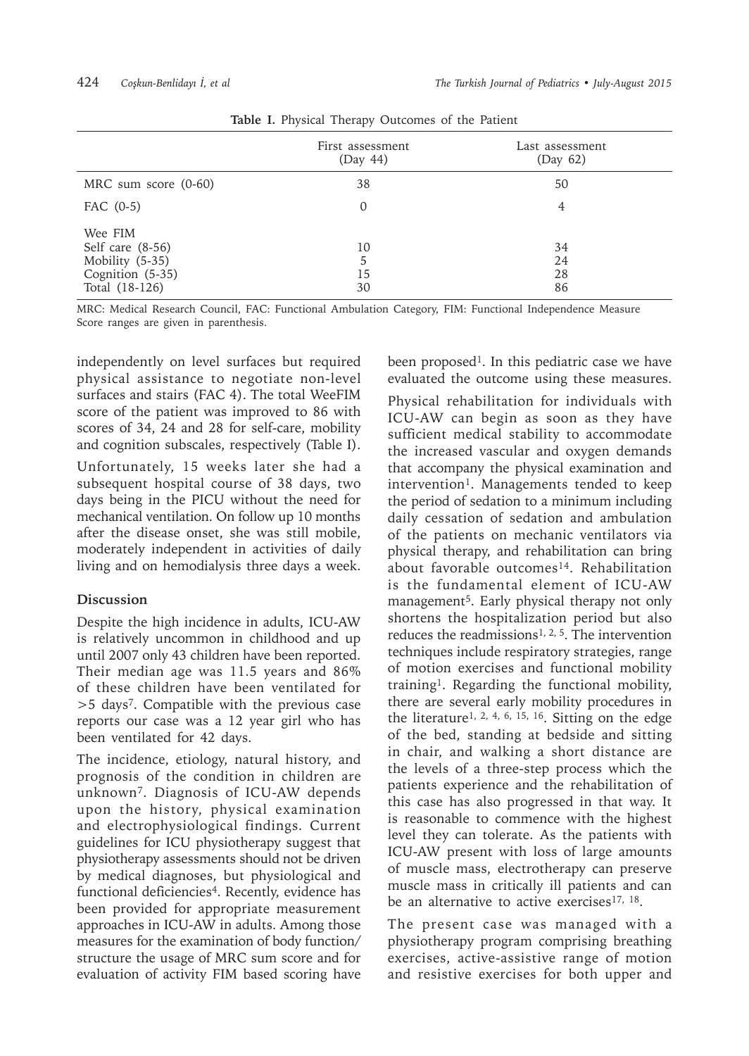**Table I.** Physical Therapy Outcomes of the Patient

| | First assessment (Day 44) | Last assessment (Day 62) |
|---|---|---|
| MRC sum score (0-60) | 38 | 50 |
| FAC (0-5) | 0 | 4 |
| Wee FIM | | |
| Self care (8-56) | 10 | 34 |
| Mobility (5-35) | 5 | 24 |
| Cognition (5-35) | 15 | 28 |
| Total (18-126) | 30 | 86 |

MRC: Medical Research Council, FAC: Functional Ambulation Category, FIM: Functional Independence Measure
Score ranges are given in parenthesis.

independently on level surfaces but required physical assistance to negotiate non-level surfaces and stairs (FAC 4). The total WeeFIM score of the patient was improved to 86 with scores of 34, 24 and 28 for self-care, mobility and cognition subscales, respectively (Table I).

Unfortunately, 15 weeks later she had a subsequent hospital course of 38 days, two days being in the PICU without the need for mechanical ventilation. On follow up 10 months after the disease onset, she was still mobile, moderately independent in activities of daily living and on hemodialysis three days a week.

## Discussion

Despite the high incidence in adults, ICU-AW is relatively uncommon in childhood and up until 2007 only 43 children have been reported. Their median age was 11.5 years and 86% of these children have been ventilated for >5 days[7]. Compatible with the previous case reports our case was a 12 year girl who has been ventilated for 42 days.

The incidence, etiology, natural history, and prognosis of the condition in children are unknown[7]. Diagnosis of ICU-AW depends upon the history, physical examination and electrophysiological findings. Current guidelines for ICU physiotherapy suggest that physiotherapy assessments should not be driven by medical diagnoses, but physiological and functional deficiencies[4]. Recently, evidence has been provided for appropriate measurement approaches in ICU-AW in adults. Among those measures for the examination of body function/structure the usage of MRC sum score and for evaluation of activity FIM based scoring have been proposed[1]. In this pediatric case we have evaluated the outcome using these measures.

Physical rehabilitation for individuals with ICU-AW can begin as soon as they have sufficient medical stability to accommodate the increased vascular and oxygen demands that accompany the physical examination and intervention[1]. Managements tended to keep the period of sedation to a minimum including daily cessation of sedation and ambulation of the patients on mechanic ventilators via physical therapy, and rehabilitation can bring about favorable outcomes[14]. Rehabilitation is the fundamental element of ICU-AW management[5]. Early physical therapy not only shortens the hospitalization period but also reduces the readmissions[1, 2, 5]. The intervention techniques include respiratory strategies, range of motion exercises and functional mobility training[1]. Regarding the functional mobility, there are several early mobility procedures in the literature[1, 2, 4, 6, 15, 16]. Sitting on the edge of the bed, standing at bedside and sitting in chair, and walking a short distance are the levels of a three-step process which the patients experience and the rehabilitation of this case has also progressed in that way. It is reasonable to commence with the highest level they can tolerate. As the patients with ICU-AW present with loss of large amounts of muscle mass, electrotherapy can preserve muscle mass in critically ill patients and can be an alternative to active exercises[17, 18].

The present case was managed with a physiotherapy program comprising breathing exercises, active-assistive range of motion and resistive exercises for both upper and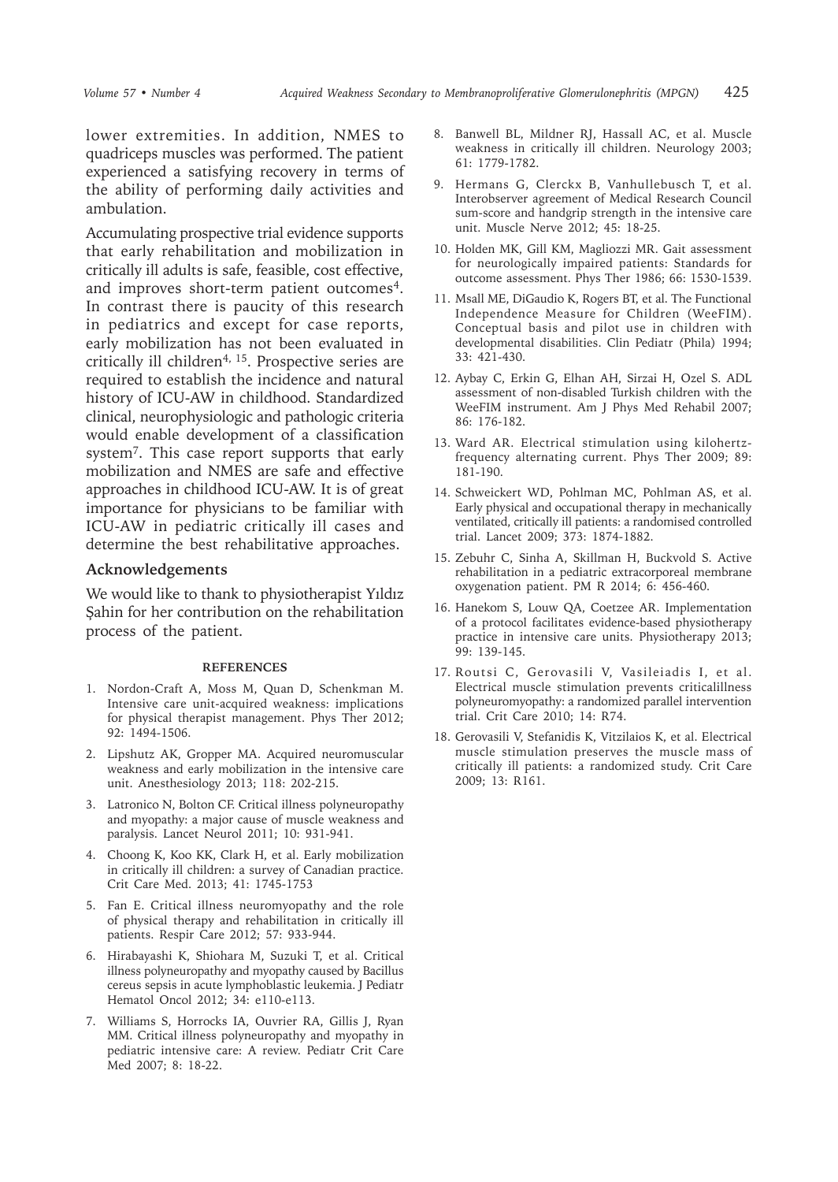lower extremities. In addition, NMES to quadriceps muscles was performed. The patient experienced a satisfying recovery in terms of the ability of performing daily activities and ambulation.

Accumulating prospective trial evidence supports that early rehabilitation and mobilization in critically ill adults is safe, feasible, cost effective, and improves short-term patient outcomes[4]. In contrast there is paucity of this research in pediatrics and except for case reports, early mobilization has not been evaluated in critically ill children[4, 15]. Prospective series are required to establish the incidence and natural history of ICU-AW in childhood. Standardized clinical, neurophysiologic and pathologic criteria would enable development of a classification system[7]. This case report supports that early mobilization and NMES are safe and effective approaches in childhood ICU-AW. It is of great importance for physicians to be familiar with ICU-AW in pediatric critically ill cases and determine the best rehabilitative approaches.

## Acknowledgements

We would like to thank to physiotherapist Yıldız Şahin for her contribution on the rehabilitation process of the patient.

## REFERENCES

1. Nordon-Craft A, Moss M, Quan D, Schenkman M. Intensive care unit-acquired weakness: implications for physical therapist management. Phys Ther 2012; 92: 1494-1506.
2. Lipshutz AK, Gropper MA. Acquired neuromuscular weakness and early mobilization in the intensive care unit. Anesthesiology 2013; 118: 202-215.
3. Latronico N, Bolton CF. Critical illness polyneuropathy and myopathy: a major cause of muscle weakness and paralysis. Lancet Neurol 2011; 10: 931-941.
4. Choong K, Koo KK, Clark H, et al. Early mobilization in critically ill children: a survey of Canadian practice. Crit Care Med. 2013; 41: 1745-1753
5. Fan E. Critical illness neuromyopathy and the role of physical therapy and rehabilitation in critically ill patients. Respir Care 2012; 57: 933-944.
6. Hirabayashi K, Shiohara M, Suzuki T, et al. Critical illness polyneuropathy and myopathy caused by Bacillus cereus sepsis in acute lymphoblastic leukemia. J Pediatr Hematol Oncol 2012; 34: e110-e113.
7. Williams S, Horrocks IA, Ouvrier RA, Gillis J, Ryan MM. Critical illness polyneuropathy and myopathy in pediatric intensive care: A review. Pediatr Crit Care Med 2007; 8: 18-22.
8. Banwell BL, Mildner RJ, Hassall AC, et al. Muscle weakness in critically ill children. Neurology 2003; 61: 1779-1782.
9. Hermans G, Clerckx B, Vanhullebusch T, et al. Interobserver agreement of Medical Research Council sum-score and handgrip strength in the intensive care unit. Muscle Nerve 2012; 45: 18-25.
10. Holden MK, Gill KM, Magliozzi MR. Gait assessment for neurologically impaired patients: Standards for outcome assessment. Phys Ther 1986; 66: 1530-1539.
11. Msall ME, DiGaudio K, Rogers BT, et al. The Functional Independence Measure for Children (WeeFIM). Conceptual basis and pilot use in children with developmental disabilities. Clin Pediatr (Phila) 1994; 33: 421-430.
12. Aybay C, Erkin G, Elhan AH, Sirzai H, Ozel S. ADL assessment of non-disabled Turkish children with the WeeFIM instrument. Am J Phys Med Rehabil 2007; 86: 176-182.
13. Ward AR. Electrical stimulation using kilohertz-frequency alternating current. Phys Ther 2009; 89: 181-190.
14. Schweickert WD, Pohlman MC, Pohlman AS, et al. Early physical and occupational therapy in mechanically ventilated, critically ill patients: a randomised controlled trial. Lancet 2009; 373: 1874-1882.
15. Zebuhr C, Sinha A, Skillman H, Buckvold S. Active rehabilitation in a pediatric extracorporeal membrane oxygenation patient. PM R 2014; 6: 456-460.
16. Hanekom S, Louw QA, Coetzee AR. Implementation of a protocol facilitates evidence-based physiotherapy practice in intensive care units. Physiotherapy 2013; 99: 139-145.
17. Routsi C, Gerovasili V, Vasileiadis I, et al. Electrical muscle stimulation prevents criticalillness polyneuromyopathy: a randomized parallel intervention trial. Crit Care 2010; 14: R74.
18. Gerovasili V, Stefanidis K, Vitzilaios K, et al. Electrical muscle stimulation preserves the muscle mass of critically ill patients: a randomized study. Crit Care 2009; 13: R161.